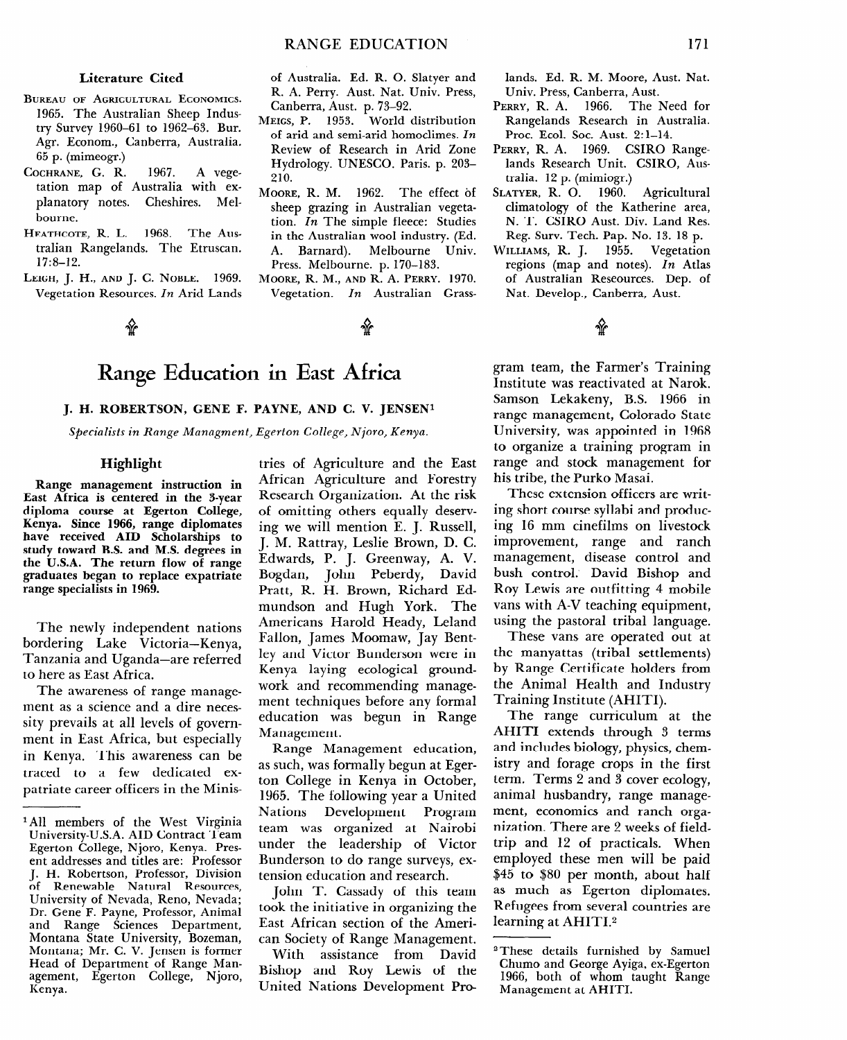### Literature Cited

Bureau of Agricultural Economics. 1965. The Australian Sheep Industry Survey 1960–61 to 1962–63. Bur. Agr. Econom., Canberra, Australia. 65 p. (mimeogr.)

Cochrane, G. R. 1967. A vegetation map of Australia with explanatory notes. Cheshires. Melbourne.

Heathcote, R. L. 1968. The Australian Rangelands. The Etruscan. 17:8–12.

Leigh, J. H., and J. C. Noble. 1969. Vegetation Resources. *In* Arid Lands of Australia. Ed. R. O. Slatyer and R. A. Perry. Aust. Nat. Univ. Press, Canberra, Aust. p. 73–92.

Meigs, P. 1953. World distribution of arid and semi-arid homoclimes. *In* Review of Research in Arid Zone Hydrology. UNESCO. Paris. p. 203–210.

Moore, R. M. 1962. The effect of sheep grazing in Australian vegetation. *In* The simple fleece: Studies in the Australian wool industry. (Ed. A. Barnard). Melbourne Univ. Press. Melbourne. p. 170–183.

Moore, R. M., and R. A. Perry. 1970. Vegetation. *In* Australian Grasslands. Ed. R. M. Moore, Aust. Nat. Univ. Press, Canberra, Aust.

Perry, R. A. 1966. The Need for Rangelands Research in Australia. Proc. Ecol. Soc. Aust. 2:1–14.

Perry, R. A. 1969. CSIRO Rangelands Research Unit. CSIRO, Australia. 12 p. (mimiogr.)

Slatyer, R. O. 1960. Agricultural climatology of the Katherine area, N. T. CSIRO Aust. Div. Land Res. Reg. Surv. Tech. Pap. No. 13. 18 p.

Williams, R. J. 1955. Vegetation regions (map and notes). *In* Atlas of Australian Reseources. Dep. of Nat. Develop., Canberra, Aust.

# Range Education in East Africa

**J. H. ROBERTSON, GENE F. PAYNE, AND C. V. JENSEN**[1]

*Specialists in Range Managment, Egerton College, Njoro, Kenya.*

## Highlight

**Range management instruction in East Africa is centered in the 3-year diploma course at Egerton College, Kenya. Since 1966, range diplomates have received AID Scholarships to study toward B.S. and M.S. degrees in the U.S.A. The return flow of range graduates began to replace expatriate range specialists in 1969.**

The newly independent nations bordering Lake Victoria—Kenya, Tanzania and Uganda—are referred to here as East Africa.

The awareness of range management as a science and a dire necessity prevails at all levels of government in East Africa, but especially in Kenya. This awareness can be traced to a few dedicated expatriate career officers in the Ministries of Agriculture and the East African Agriculture and Forestry Research Organization. At the risk of omitting others equally deserving we will mention E. J. Russell, J. M. Rattray, Leslie Brown, D. C. Edwards, P. J. Greenway, A. V. Bogdan, John Peberdy, David Pratt, R. H. Brown, Richard Edmundson and Hugh York. The Americans Harold Heady, Leland Fallon, James Moomaw, Jay Bentley and Victor Bunderson were in Kenya laying ecological groundwork and recommending management techniques before any formal education was begun in Range Management.

Range Management education, as such, was formally begun at Egerton College in Kenya in October, 1965. The following year a United Nations Development Program team was organized at Nairobi under the leadership of Victor Bunderson to do range surveys, extension education and research.

John T. Cassady of this team took the initiative in organizing the East African section of the American Society of Range Management.

With assistance from David Bishop and Roy Lewis of the United Nations Development Program team, the Farmer's Training Institute was reactivated at Narok. Samson Lekakeny, B.S. 1966 in range management, Colorado State University, was appointed in 1968 to organize a training program in range and stock management for his tribe, the Purko Masai.

These extension officers are writing short course syllabi and producing 16 mm cinefilms on livestock improvement, range and ranch management, disease control and bush control. David Bishop and Roy Lewis are outfitting 4 mobile vans with A-V teaching equipment, using the pastoral tribal language.

These vans are operated out at the manyattas (tribal settlements) by Range Certificate holders from the Animal Health and Industry Training Institute (AHITI).

The range curriculum at the AHITI extends through 3 terms and includes biology, physics, chemistry and forage crops in the first term. Terms 2 and 3 cover ecology, animal husbandry, range management, economics and ranch organization. There are 2 weeks of fieldtrip and 12 of practicals. When employed these men will be paid $45 to $80 per month, about half as much as Egerton diplomates. Refugees from several countries are learning at AHITI.[2]

---

[1] All members of the West Virginia University-U.S.A. AID Contract Team Egerton College, Njoro, Kenya. Present addresses and titles are: Professor J. H. Robertson, Professor, Division of Renewable Natural Resources, University of Nevada, Reno, Nevada; Dr. Gene F. Payne, Professor, Animal and Range Sciences Department, Montana State University, Bozeman, Montana; Mr. C. V. Jensen is former Head of Department of Range Management, Egerton College, Njoro, Kenya.

[2] These details furnished by Samuel Chumo and George Ayiga, ex-Egerton 1966, both of whom taught Range Management at AHITI.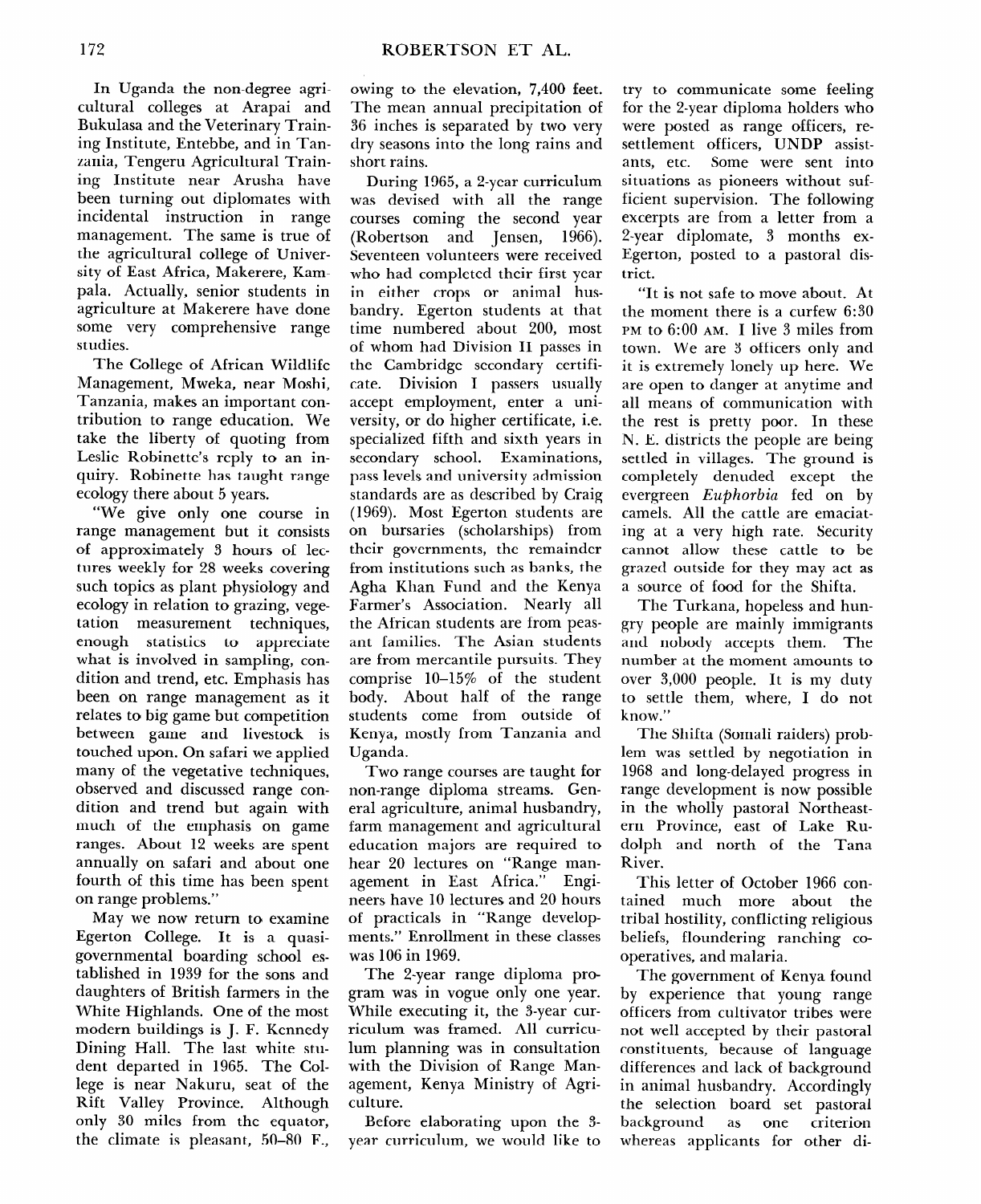In Uganda the non-degree agricultural colleges at Arapai and Bukulasa and the Veterinary Training Institute, Entebbe, and in Tanzania, Tengeru Agricultural Training Institute near Arusha have been turning out diplomates with incidental instruction in range management. The same is true of the agricultural college of University of East Africa, Makerere, Kampala. Actually, senior students in agriculture at Makerere have done some very comprehensive range studies.

The College of African Wildlife Management, Mweka, near Moshi, Tanzania, makes an important contribution to range education. We take the liberty of quoting from Leslie Robinette's reply to an inquiry. Robinette has taught range ecology there about 5 years.

"We give only one course in range management but it consists of approximately 3 hours of lectures weekly for 28 weeks covering such topics as plant physiology and ecology in relation to grazing, vegetation measurement techniques, enough statistics to appreciate what is involved in sampling, condition and trend, etc. Emphasis has been on range management as it relates to big game but competition between game and livestock is touched upon. On safari we applied many of the vegetative techniques, observed and discussed range condition and trend but again with much of the emphasis on game ranges. About 12 weeks are spent annually on safari and about one fourth of this time has been spent on range problems."

May we now return to examine Egerton College. It is a quasi-governmental boarding school established in 1939 for the sons and daughters of British farmers in the White Highlands. One of the most modern buildings is J. F. Kennedy Dining Hall. The last white student departed in 1965. The College is near Nakuru, seat of the Rift Valley Province. Although only 30 miles from the equator, the climate is pleasant, 50–80 F., owing to the elevation, 7,400 feet. The mean annual precipitation of 36 inches is separated by two very dry seasons into the long rains and short rains.

During 1965, a 2-year curriculum was devised with all the range courses coming the second year (Robertson and Jensen, 1966). Seventeen volunteers were received who had completed their first year in either crops or animal husbandry. Egerton students at that time numbered about 200, most of whom had Division II passes in the Cambridge secondary certificate. Division I passers usually accept employment, enter a university, or do higher certificate, i.e. specialized fifth and sixth years in secondary school. Examinations, pass levels and university admission standards are as described by Craig (1969). Most Egerton students are on bursaries (scholarships) from their governments, the remainder from institutions such as banks, the Agha Khan Fund and the Kenya Farmer's Association. Nearly all the African students are from peasant families. The Asian students are from mercantile pursuits. They comprise 10–15% of the student body. About half of the range students come from outside of Kenya, mostly from Tanzania and Uganda.

Two range courses are taught for non-range diploma streams. General agriculture, animal husbandry, farm management and agricultural education majors are required to hear 20 lectures on "Range management in East Africa." Engineers have 10 lectures and 20 hours of practicals in "Range developments." Enrollment in these classes was 106 in 1969.

The 2-year range diploma program was in vogue only one year. While executing it, the 3-year curriculum was framed. All curriculum planning was in consultation with the Division of Range Management, Kenya Ministry of Agriculture.

Before elaborating upon the 3-year curriculum, we would like to try to communicate some feeling for the 2-year diploma holders who were posted as range officers, resettlement officers, UNDP assistants, etc. Some were sent into situations as pioneers without sufficient supervision. The following excerpts are from a letter from a 2-year diplomate, 3 months ex-Egerton, posted to a pastoral district.

"It is not safe to move about. At the moment there is a curfew 6:30 PM to 6:00 AM. I live 3 miles from town. We are 3 officers only and it is extremely lonely up here. We are open to danger at anytime and all means of communication with the rest is pretty poor. In these N. E. districts the people are being settled in villages. The ground is completely denuded except the evergreen *Euphorbia* fed on by camels. All the cattle are emaciating at a very high rate. Security cannot allow these cattle to be grazed outside for they may act as a source of food for the Shifta.

The Turkana, hopeless and hungry people are mainly immigrants and nobody accepts them. The number at the moment amounts to over 3,000 people. It is my duty to settle them, where, I do not know."

The Shifta (Somali raiders) problem was settled by negotiation in 1968 and long-delayed progress in range development is now possible in the wholly pastoral Northeastern Province, east of Lake Rudolph and north of the Tana River.

This letter of October 1966 contained much more about the tribal hostility, conflicting religious beliefs, floundering ranching co-operatives, and malaria.

The government of Kenya found by experience that young range officers from cultivator tribes were not well accepted by their pastoral constituents, because of language differences and lack of background in animal husbandry. Accordingly the selection board set pastoral background as one criterion whereas applicants for other di-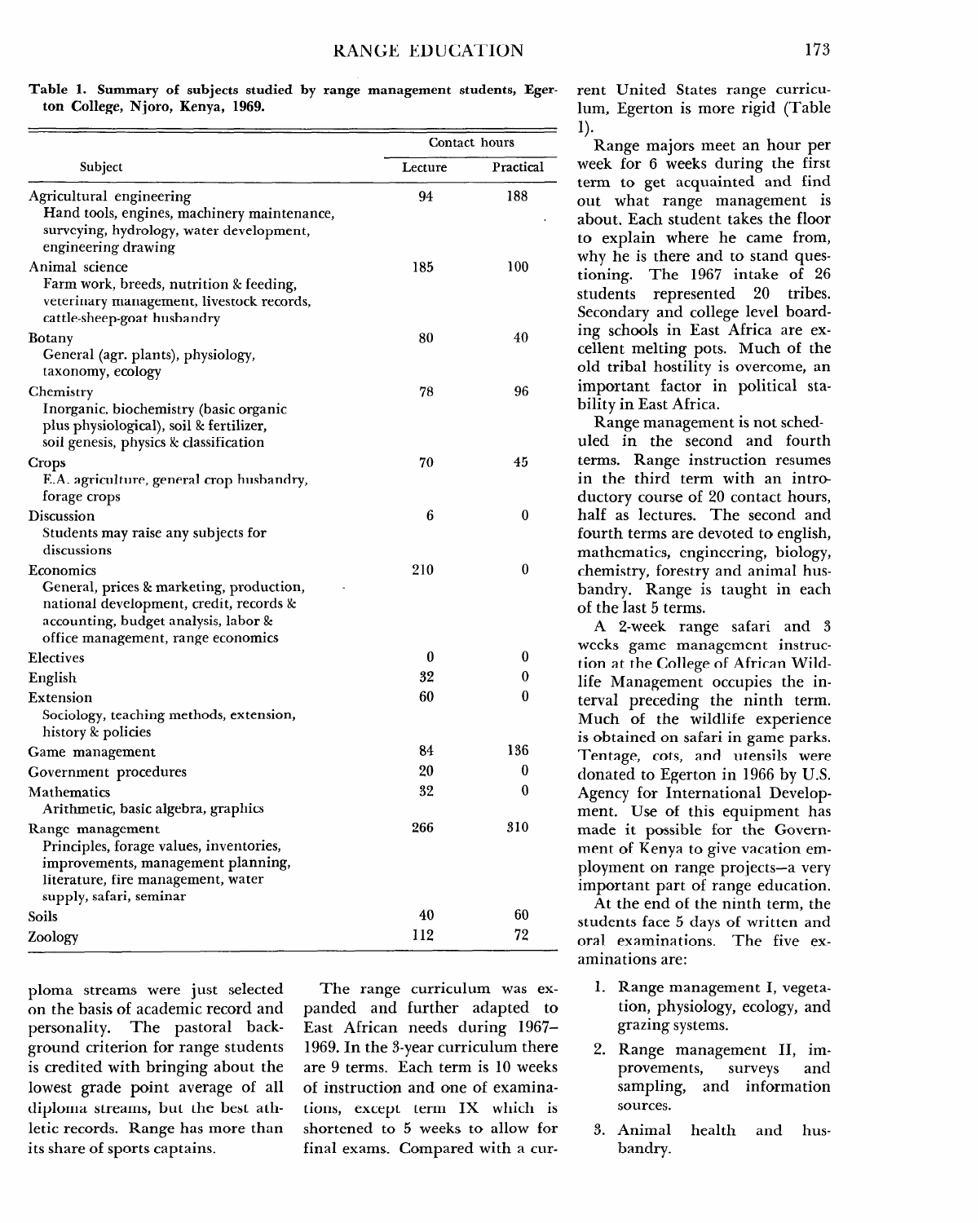**Table 1. Summary of subjects studied by range management students, Egerton College, Njoro, Kenya, 1969.**

| Subject | Contact hours | |
|---|---|---|
| | Lecture | Practical |
| Agricultural engineering<br>Hand tools, engines, machinery maintenance, surveying, hydrology, water development, engineering drawing | 94 | 188 |
| Animal science<br>Farm work, breeds, nutrition & feeding, veterinary management, livestock records, cattle-sheep-goat husbandry | 185 | 100 |
| Botany<br>General (agr. plants), physiology, taxonomy, ecology | 80 | 40 |
| Chemistry<br>Inorganic, biochemistry (basic organic plus physiological), soil & fertilizer, soil genesis, physics & classification | 78 | 96 |
| Crops<br>E.A. agriculture, general crop husbandry, forage crops | 70 | 45 |
| Discussion<br>Students may raise any subjects for discussions | 6 | 0 |
| Economics<br>General, prices & marketing, production, national development, credit, records & accounting, budget analysis, labor & office management, range economics | 210 | 0 |
| Electives | 0 | 0 |
| English | 32 | 0 |
| Extension<br>Sociology, teaching methods, extension, history & policies | 60 | 0 |
| Game management | 84 | 136 |
| Government procedures | 20 | 0 |
| Mathematics<br>Arithmetic, basic algebra, graphics | 32 | 0 |
| Range management<br>Principles, forage values, inventories, improvements, management planning, literature, fire management, water supply, safari, seminar | 266 | 310 |
| Soils | 40 | 60 |
| Zoology | 112 | 72 |

ploma streams were just selected on the basis of academic record and personality. The pastoral background criterion for range students is credited with bringing about the lowest grade point average of all diploma streams, but the best athletic records. Range has more than its share of sports captains.

The range curriculum was expanded and further adapted to East African needs during 1967–1969. In the 3-year curriculum there are 9 terms. Each term is 10 weeks of instruction and one of examinations, except term IX which is shortened to 5 weeks to allow for final exams. Compared with a current United States range curriculum, Egerton is more rigid (Table 1).

Range majors meet an hour per week for 6 weeks during the first term to get acquainted and find out what range management is about. Each student takes the floor to explain where he came from, why he is there and to stand questioning. The 1967 intake of 26 students represented 20 tribes. Secondary and college level boarding schools in East Africa are excellent melting pots. Much of the old tribal hostility is overcome, an important factor in political stability in East Africa.

Range management is not scheduled in the second and fourth terms. Range instruction resumes in the third term with an introductory course of 20 contact hours, half as lectures. The second and fourth terms are devoted to english, mathematics, engineering, biology, chemistry, forestry and animal husbandry. Range is taught in each of the last 5 terms.

A 2-week range safari and 3 weeks game management instruction at the College of African Wildlife Management occupies the interval preceding the ninth term. Much of the wildlife experience is obtained on safari in game parks. Tentage, cots, and utensils were donated to Egerton in 1966 by U.S. Agency for International Development. Use of this equipment has made it possible for the Government of Kenya to give vacation employment on range projects—a very important part of range education.

At the end of the ninth term, the students face 5 days of written and oral examinations. The five examinations are:

1. Range management I, vegetation, physiology, ecology, and grazing systems.
2. Range management II, improvements, surveys and sampling, and information sources.
3. Animal health and husbandry.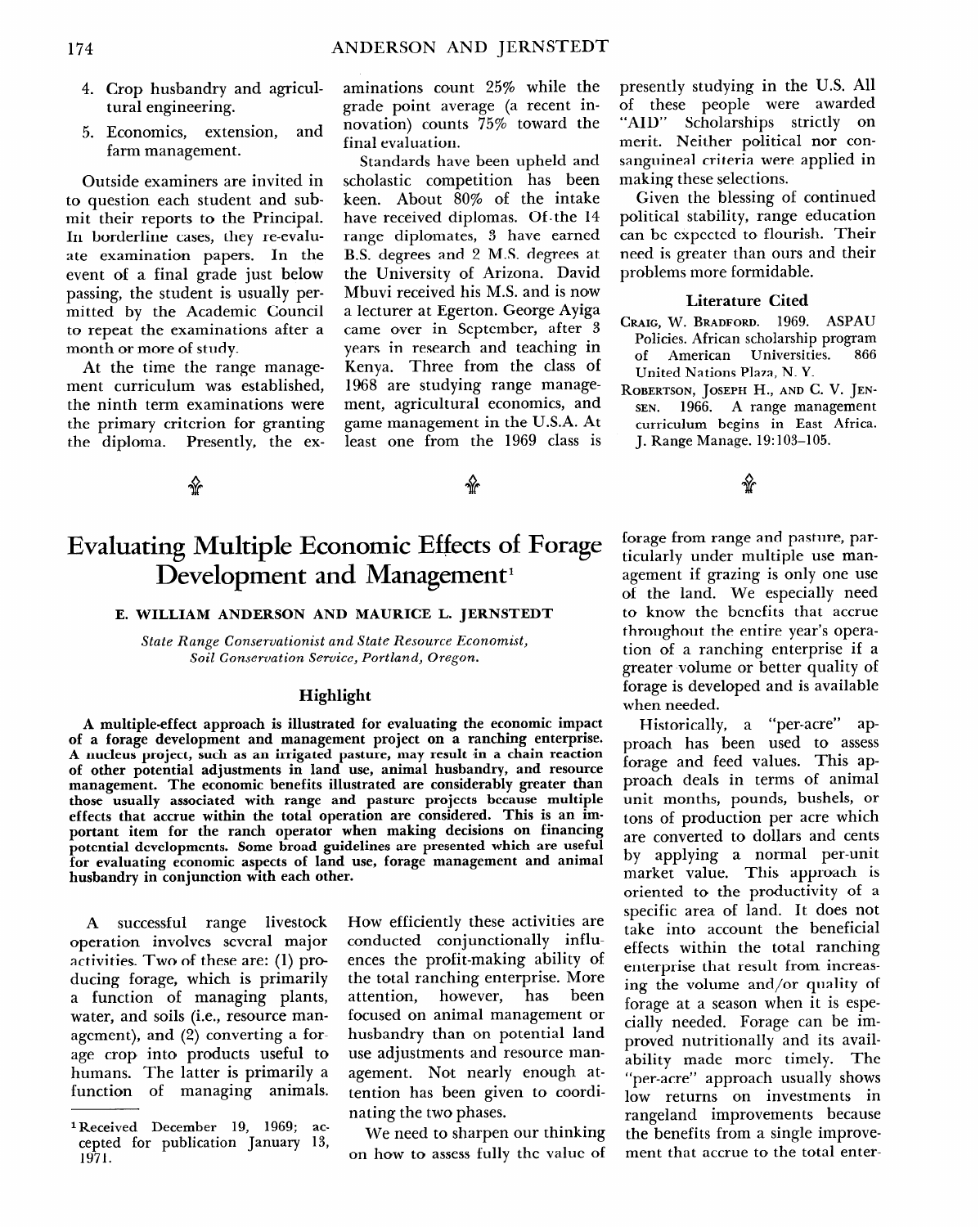4. Crop husbandry and agricultural engineering.
5. Economics, extension, and farm management.

Outside examiners are invited in to question each student and submit their reports to the Principal. In borderline cases, they re-evaluate examination papers. In the event of a final grade just below passing, the student is usually permitted by the Academic Council to repeat the examinations after a month or more of study.

At the time the range management curriculum was established, the ninth term examinations were the primary criterion for granting the diploma. Presently, the examinations count 25% while the grade point average (a recent innovation) counts 75% toward the final evaluation.

Standards have been upheld and scholastic competition has been keen. About 80% of the intake have received diplomas. Of the 14 range diplomates, 3 have earned B.S. degrees and 2 M.S. degrees at the University of Arizona. David Mbuvi received his M.S. and is now a lecturer at Egerton. George Ayiga came over in September, after 3 years in research and teaching in Kenya. Three from the class of 1968 are studying range management, agricultural economics, and game management in the U.S.A. At least one from the 1969 class is presently studying in the U.S. All of these people were awarded "AID" Scholarships strictly on merit. Neither political nor consanguineal criteria were applied in making these selections.

Given the blessing of continued political stability, range education can be expected to flourish. Their need is greater than ours and their problems more formidable.

### Literature Cited

Craig, W. Bradford. 1969. ASPAU Policies. African scholarship program of American Universities. 866 United Nations Plaza, N. Y.

Robertson, Joseph H., and C. V. Jensen. 1966. A range management curriculum begins in East Africa. J. Range Manage. 19:103–105.

# Evaluating Multiple Economic Effects of Forage Development and Management[1]

**E. WILLIAM ANDERSON AND MAURICE L. JERNSTEDT**

*State Range Conservationist and State Resource Economist, Soil Conservation Service, Portland, Oregon.*

### Highlight

**A multiple-effect approach is illustrated for evaluating the economic impact of a forage development and management project on a ranching enterprise. A nucleus project, such as an irrigated pasture, may result in a chain reaction of other potential adjustments in land use, animal husbandry, and resource management. The economic benefits illustrated are considerably greater than those usually associated with range and pasture projects because multiple effects that accrue within the total operation are considered. This is an important item for the ranch operator when making decisions on financing potential developments. Some broad guidelines are presented which are useful for evaluating economic aspects of land use, forage management and animal husbandry in conjunction with each other.**

A successful range livestock operation involves several major activities. Two of these are: (1) producing forage, which is primarily a function of managing plants, water, and soils (i.e., resource management), and (2) converting a forage crop into products useful to humans. The latter is primarily a function of managing animals. How efficiently these activities are conducted conjunctionally influences the profit-making ability of the total ranching enterprise. More attention, however, has been focused on animal management or husbandry than on potential land use adjustments and resource management. Not nearly enough attention has been given to coordinating the two phases.

We need to sharpen our thinking on how to assess fully the value of forage from range and pasture, particularly under multiple use management if grazing is only one use of the land. We especially need to know the benefits that accrue throughout the entire year's operation of a ranching enterprise if a greater volume or better quality of forage is developed and is available when needed.

Historically, a "per-acre" approach has been used to assess forage and feed values. This approach deals in terms of animal unit months, pounds, bushels, or tons of production per acre which are converted to dollars and cents by applying a normal per-unit market value. This approach is oriented to the productivity of a specific area of land. It does not take into account the beneficial effects within the total ranching enterprise that result from increasing the volume and/or quality of forage at a season when it is especially needed. Forage can be improved nutritionally and its availability made more timely. The "per-acre" approach usually shows low returns on investments in rangeland improvements because the benefits from a single improvement that accrue to the total enter-

[1] Received December 19, 1969; accepted for publication January 13, 1971.